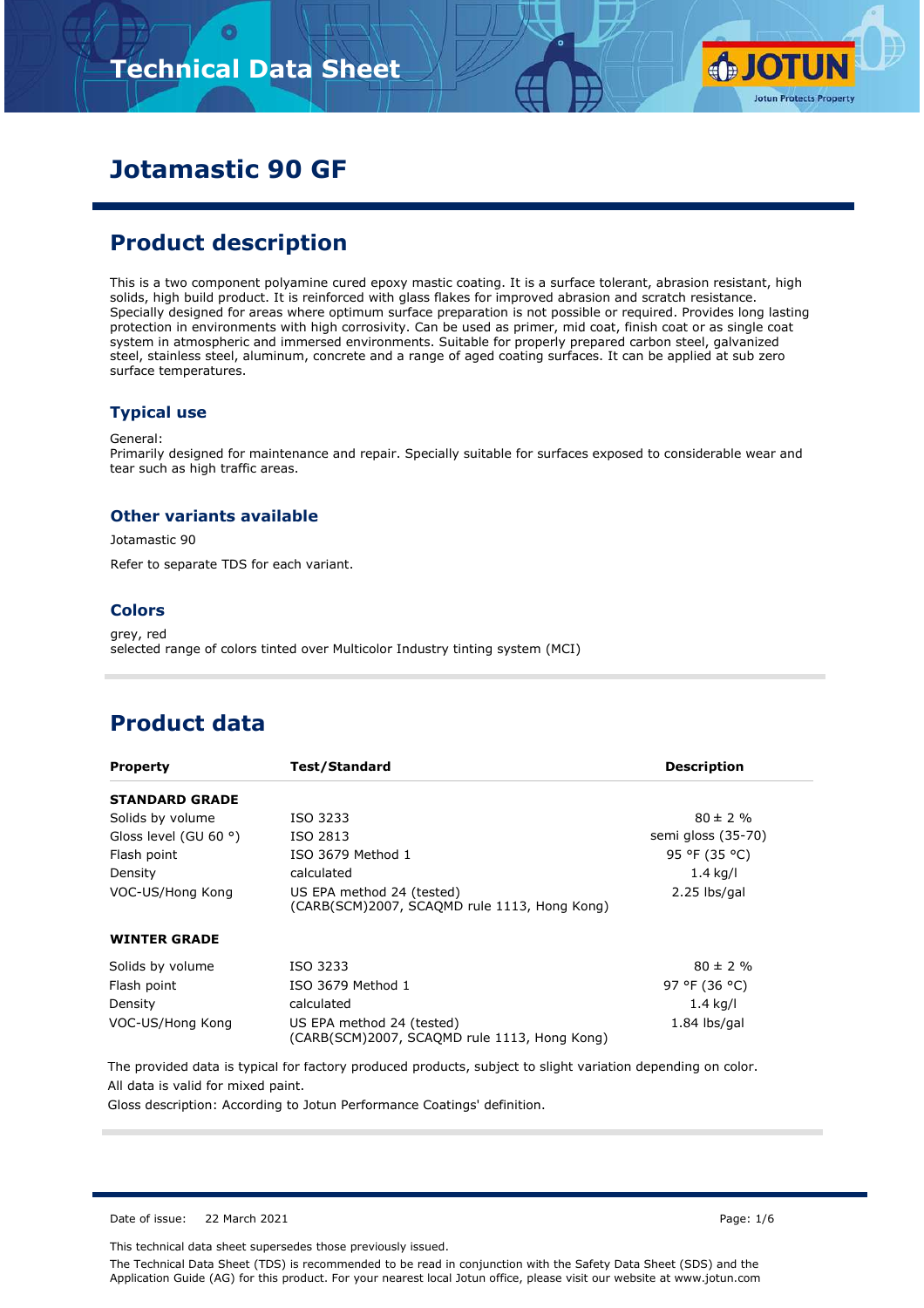# Technical Data Sheet

# Jotamastic 90 GF

## Product description

This is a two component polyamine cured epoxy mastic coating. It is a surface tolerant, abrasion resistant, high solids, high build product. It is reinforced with glass flakes for improved abrasion and scratch resistance. Specially designed for areas where optimum surface preparation is not possible or required. Provides long lasting protection in environments with high corrosivity. Can be used as primer, mid coat, finish coat or as single coat system in atmospheric and immersed environments. Suitable for properly prepared carbon steel, galvanized steel, stainless steel, aluminum, concrete and a range of aged coating surfaces. It can be applied at sub zero surface temperatures.

### Typical use

General:
Primarily designed for maintenance and repair. Specially suitable for surfaces exposed to considerable wear and tear such as high traffic areas.

### Other variants available

Jotamastic 90

Refer to separate TDS for each variant.

### Colors

grey, red
selected range of colors tinted over Multicolor Industry tinting system (MCI)

## Product data

| Property | Test/Standard | Description |
|---|---|---|
| **STANDARD GRADE** | | |
| Solids by volume | ISO 3233 | 80 ± 2 % |
| Gloss level (GU 60 °) | ISO 2813 | semi gloss (35-70) |
| Flash point | ISO 3679 Method 1 | 95 °F (35 °C) |
| Density | calculated | 1.4 kg/l |
| VOC-US/Hong Kong | US EPA method 24 (tested) (CARB(SCM)2007, SCAQMD rule 1113, Hong Kong) | 2.25 lbs/gal |
| **WINTER GRADE** | | |
| Solids by volume | ISO 3233 | 80 ± 2 % |
| Flash point | ISO 3679 Method 1 | 97 °F (36 °C) |
| Density | calculated | 1.4 kg/l |
| VOC-US/Hong Kong | US EPA method 24 (tested) (CARB(SCM)2007, SCAQMD rule 1113, Hong Kong) | 1.84 lbs/gal |

The provided data is typical for factory produced products, subject to slight variation depending on color.
All data is valid for mixed paint.
Gloss description: According to Jotun Performance Coatings' definition.

Date of issue: 22 March 2021

This technical data sheet supersedes those previously issued.
The Technical Data Sheet (TDS) is recommended to be read in conjunction with the Safety Data Sheet (SDS) and the Application Guide (AG) for this product. For your nearest local Jotun office, please visit our website at www.jotun.com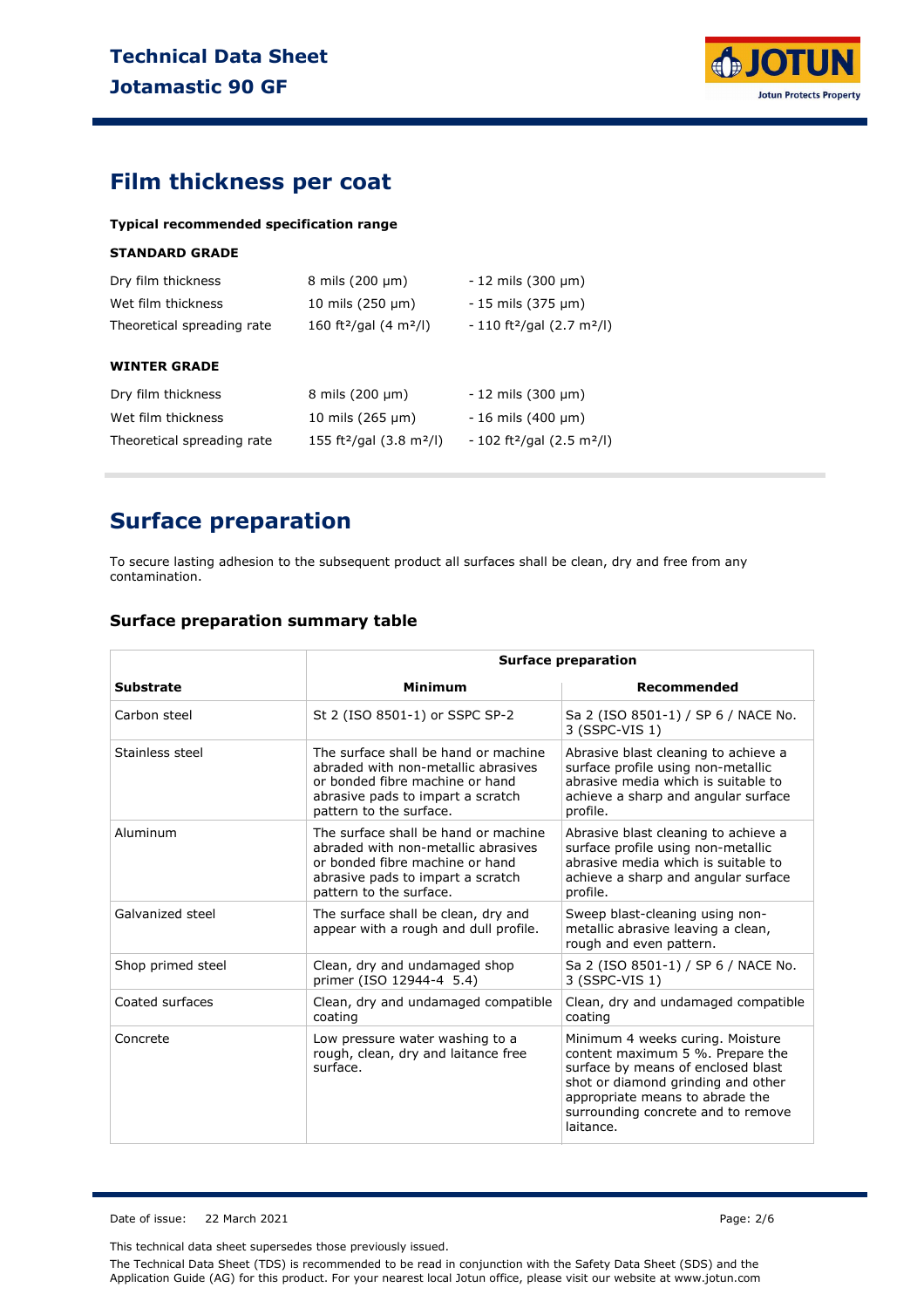# Film thickness per coat

**Typical recommended specification range**

**STANDARD GRADE**

| | | |
|---|---|---|
| Dry film thickness | 8 mils (200 µm) | - 12 mils (300 µm) |
| Wet film thickness | 10 mils (250 µm) | - 15 mils (375 µm) |
| Theoretical spreading rate | 160 $ft^2$/gal (4 $m^2$/l) | - 110 $ft^2$/gal (2.7 $m^2$/l) |

**WINTER GRADE**

| | | |
|---|---|---|
| Dry film thickness | 8 mils (200 µm) | - 12 mils (300 µm) |
| Wet film thickness | 10 mils (265 µm) | - 16 mils (400 µm) |
| Theoretical spreading rate | 155 $ft^2$/gal (3.8 $m^2$/l) | - 102 $ft^2$/gal (2.5 $m^2$/l) |

# Surface preparation

To secure lasting adhesion to the subsequent product all surfaces shall be clean, dry and free from any contamination.

## Surface preparation summary table

| | Surface preparation | |
|---|---|---|
| **Substrate** | **Minimum** | **Recommended** |
| Carbon steel | St 2 (ISO 8501-1) or SSPC SP-2 | Sa 2 (ISO 8501-1) / SP 6 / NACE No. 3 (SSPC-VIS 1) |
| Stainless steel | The surface shall be hand or machine abraded with non-metallic abrasives or bonded fibre machine or hand abrasive pads to impart a scratch pattern to the surface. | Abrasive blast cleaning to achieve a surface profile using non-metallic abrasive media which is suitable to achieve a sharp and angular surface profile. |
| Aluminum | The surface shall be hand or machine abraded with non-metallic abrasives or bonded fibre machine or hand abrasive pads to impart a scratch pattern to the surface. | Abrasive blast cleaning to achieve a surface profile using non-metallic abrasive media which is suitable to achieve a sharp and angular surface profile. |
| Galvanized steel | The surface shall be clean, dry and appear with a rough and dull profile. | Sweep blast-cleaning using non-metallic abrasive leaving a clean, rough and even pattern. |
| Shop primed steel | Clean, dry and undamaged shop primer (ISO 12944-4 5.4) | Sa 2 (ISO 8501-1) / SP 6 / NACE No. 3 (SSPC-VIS 1) |
| Coated surfaces | Clean, dry and undamaged compatible coating | Clean, dry and undamaged compatible coating |
| Concrete | Low pressure water washing to a rough, clean, dry and laitance free surface. | Minimum 4 weeks curing. Moisture content maximum 5 %. Prepare the surface by means of enclosed blast shot or diamond grinding and other appropriate means to abrade the surrounding concrete and to remove laitance. |

Date of issue: 22 March 2021

This technical data sheet supersedes those previously issued.

The Technical Data Sheet (TDS) is recommended to be read in conjunction with the Safety Data Sheet (SDS) and the Application Guide (AG) for this product. For your nearest local Jotun office, please visit our website at www.jotun.com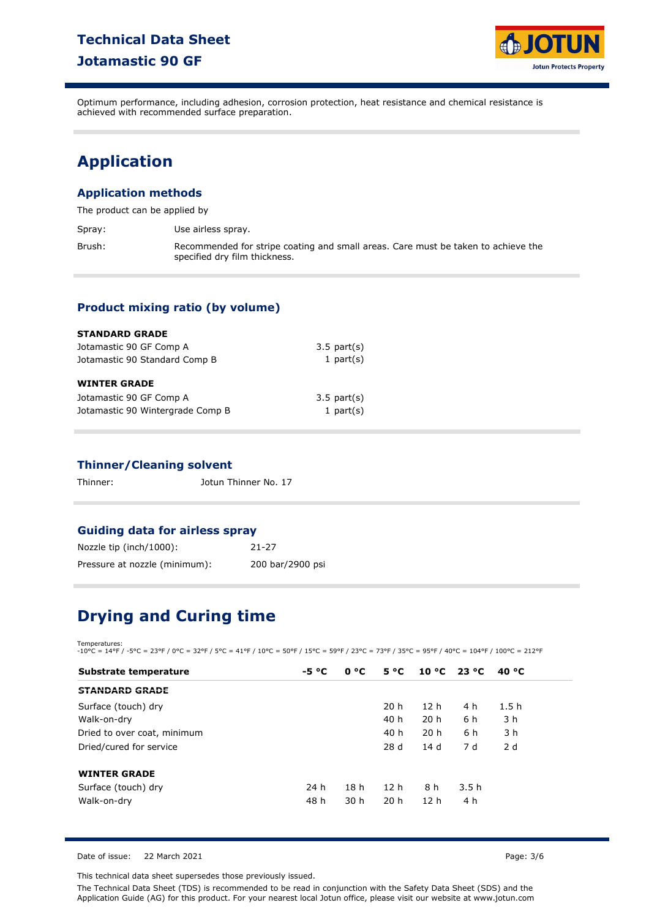Optimum performance, including adhesion, corrosion protection, heat resistance and chemical resistance is achieved with recommended surface preparation.

## Application

### Application methods

The product can be applied by

| | |
|---|---|
| Spray: | Use airless spray. |
| Brush: | Recommended for stripe coating and small areas. Care must be taken to achieve the specified dry film thickness. |

### Product mixing ratio (by volume)

**STANDARD GRADE**

| | |
|---|---|
| Jotamastic 90 GF Comp A | 3.5 part(s) |
| Jotamastic 90 Standard Comp B | 1 part(s) |

**WINTER GRADE**

| | |
|---|---|
| Jotamastic 90 GF Comp A | 3.5 part(s) |
| Jotamastic 90 Wintergrade Comp B | 1 part(s) |

### Thinner/Cleaning solvent

Thinner: Jotun Thinner No. 17

### Guiding data for airless spray

| | |
|---|---|
| Nozzle tip (inch/1000): | 21-27 |
| Pressure at nozzle (minimum): | 200 bar/2900 psi |

## Drying and Curing time

Temperatures:
-10°C = 14°F / -5°C = 23°F / 0°C = 32°F / 5°C = 41°F / 10°C = 50°F / 15°C = 59°F / 23°C = 73°F / 35°C = 95°F / 40°C = 104°F / 100°C = 212°F

| Substrate temperature | -5 °C | 0 °C | 5 °C | 10 °C | 23 °C | 40 °C |
|---|---|---|---|---|---|---|
| **STANDARD GRADE** | | | | | | |
| Surface (touch) dry | | | 20 h | 12 h | 4 h | 1.5 h |
| Walk-on-dry | | | 40 h | 20 h | 6 h | 3 h |
| Dried to over coat, minimum | | | 40 h | 20 h | 6 h | 3 h |
| Dried/cured for service | | | 28 d | 14 d | 7 d | 2 d |
| **WINTER GRADE** | | | | | | |
| Surface (touch) dry | 24 h | 18 h | 12 h | 8 h | 3.5 h | |
| Walk-on-dry | 48 h | 30 h | 20 h | 12 h | 4 h | |

Date of issue: 22 March 2021

This technical data sheet supersedes those previously issued.

The Technical Data Sheet (TDS) is recommended to be read in conjunction with the Safety Data Sheet (SDS) and the Application Guide (AG) for this product. For your nearest local Jotun office, please visit our website at www.jotun.com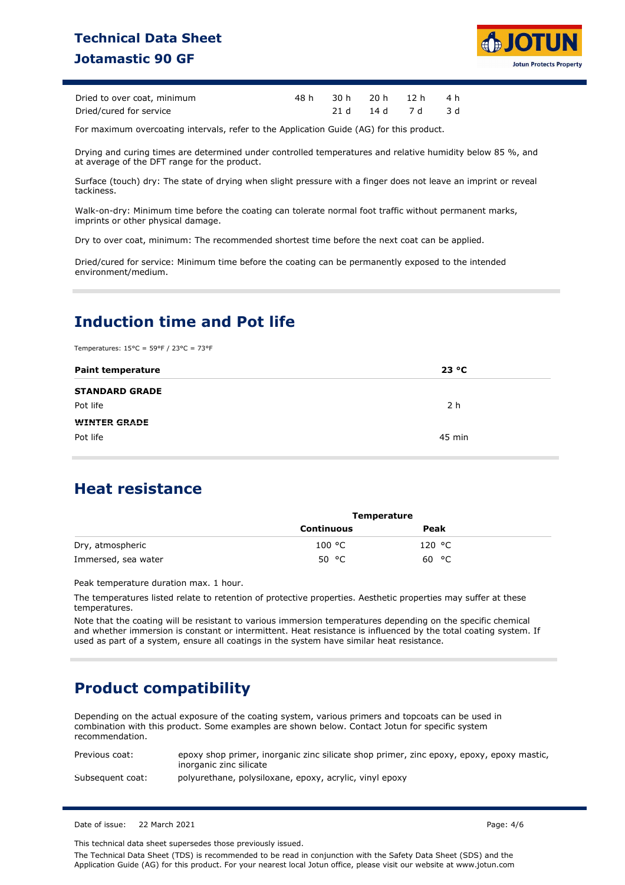| | | | | | |
|---|---|---|---|---|---|
| Dried to over coat, minimum | 48 h | 30 h | 20 h | 12 h | 4 h |
| Dried/cured for service | | 21 d | 14 d | 7 d | 3 d |

For maximum overcoating intervals, refer to the Application Guide (AG) for this product.

Drying and curing times are determined under controlled temperatures and relative humidity below 85 %, and at average of the DFT range for the product.

Surface (touch) dry: The state of drying when slight pressure with a finger does not leave an imprint or reveal tackiness.

Walk-on-dry: Minimum time before the coating can tolerate normal foot traffic without permanent marks, imprints or other physical damage.

Dry to over coat, minimum: The recommended shortest time before the next coat can be applied.

Dried/cured for service: Minimum time before the coating can be permanently exposed to the intended environment/medium.

## Induction time and Pot life

Temperatures: 15°C = 59°F / 23°C = 73°F

| **Paint temperature** | **23 °C** |
|---|---|
| **STANDARD GRADE** | |
| Pot life | 2 h |
| **WINTER GRADE** | |
| Pot life | 45 min |

## Heat resistance

| | **Temperature** | |
|---|---|---|
| | **Continuous** | **Peak** |
| Dry, atmospheric | 100 °C | 120 °C |
| Immersed, sea water | 50 °C | 60 °C |

Peak temperature duration max. 1 hour.

The temperatures listed relate to retention of protective properties. Aesthetic properties may suffer at these temperatures.

Note that the coating will be resistant to various immersion temperatures depending on the specific chemical and whether immersion is constant or intermittent. Heat resistance is influenced by the total coating system. If used as part of a system, ensure all coatings in the system have similar heat resistance.

## Product compatibility

Depending on the actual exposure of the coating system, various primers and topcoats can be used in combination with this product. Some examples are shown below. Contact Jotun for specific system recommendation.

| | |
|---|---|
| Previous coat: | epoxy shop primer, inorganic zinc silicate shop primer, zinc epoxy, epoxy, epoxy mastic, inorganic zinc silicate |
| Subsequent coat: | polyurethane, polysiloxane, epoxy, acrylic, vinyl epoxy |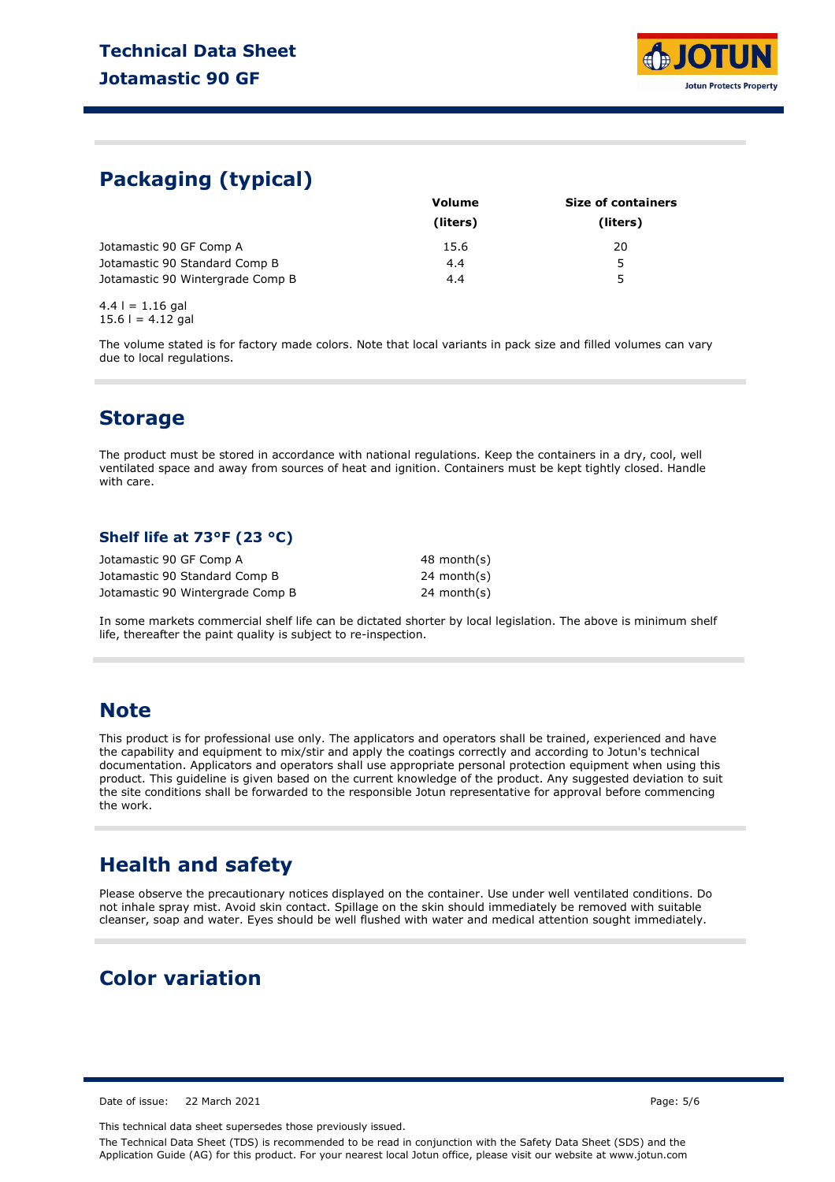## Packaging (typical)

| | Volume (liters) | Size of containers (liters) |
|---|---|---|
| Jotamastic 90 GF Comp A | 15.6 | 20 |
| Jotamastic 90 Standard Comp B | 4.4 | 5 |
| Jotamastic 90 Wintergrade Comp B | 4.4 | 5 |

4.4 l = 1.16 gal
15.6 l = 4.12 gal

The volume stated is for factory made colors. Note that local variants in pack size and filled volumes can vary due to local regulations.

## Storage

The product must be stored in accordance with national regulations. Keep the containers in a dry, cool, well ventilated space and away from sources of heat and ignition. Containers must be kept tightly closed. Handle with care.

### Shelf life at 73°F (23 °C)

| | |
|---|---|
| Jotamastic 90 GF Comp A | 48 month(s) |
| Jotamastic 90 Standard Comp B | 24 month(s) |
| Jotamastic 90 Wintergrade Comp B | 24 month(s) |

In some markets commercial shelf life can be dictated shorter by local legislation. The above is minimum shelf life, thereafter the paint quality is subject to re-inspection.

## Note

This product is for professional use only. The applicators and operators shall be trained, experienced and have the capability and equipment to mix/stir and apply the coatings correctly and according to Jotun's technical documentation. Applicators and operators shall use appropriate personal protection equipment when using this product. This guideline is given based on the current knowledge of the product. Any suggested deviation to suit the site conditions shall be forwarded to the responsible Jotun representative for approval before commencing the work.

## Health and safety

Please observe the precautionary notices displayed on the container. Use under well ventilated conditions. Do not inhale spray mist. Avoid skin contact. Spillage on the skin should immediately be removed with suitable cleanser, soap and water. Eyes should be well flushed with water and medical attention sought immediately.

## Color variation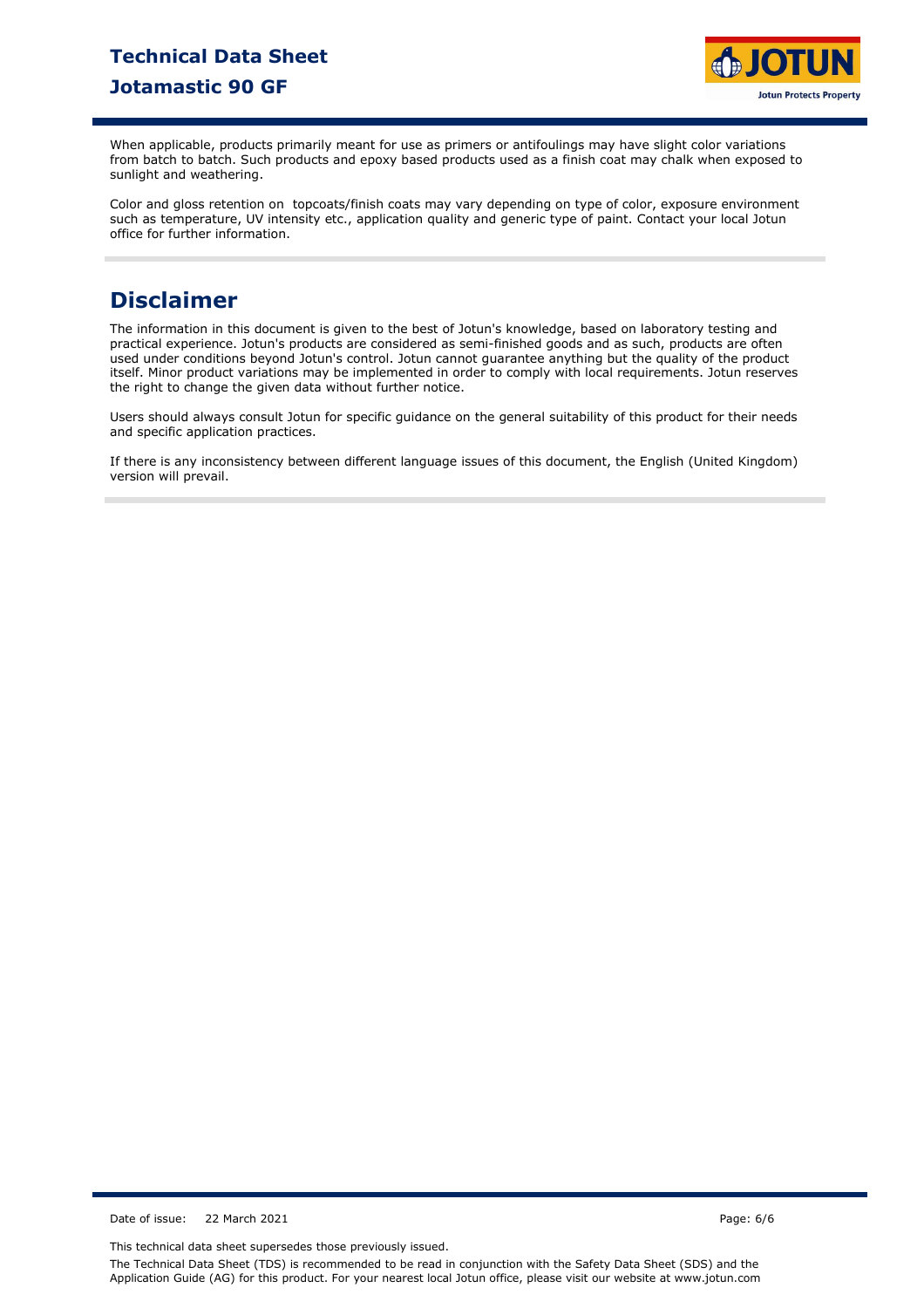When applicable, products primarily meant for use as primers or antifoulings may have slight color variations from batch to batch. Such products and epoxy based products used as a finish coat may chalk when exposed to sunlight and weathering.

Color and gloss retention on topcoats/finish coats may vary depending on type of color, exposure environment such as temperature, UV intensity etc., application quality and generic type of paint. Contact your local Jotun office for further information.

## Disclaimer

The information in this document is given to the best of Jotun's knowledge, based on laboratory testing and practical experience. Jotun's products are considered as semi-finished goods and as such, products are often used under conditions beyond Jotun's control. Jotun cannot guarantee anything but the quality of the product itself. Minor product variations may be implemented in order to comply with local requirements. Jotun reserves the right to change the given data without further notice.

Users should always consult Jotun for specific guidance on the general suitability of this product for their needs and specific application practices.

If there is any inconsistency between different language issues of this document, the English (United Kingdom) version will prevail.